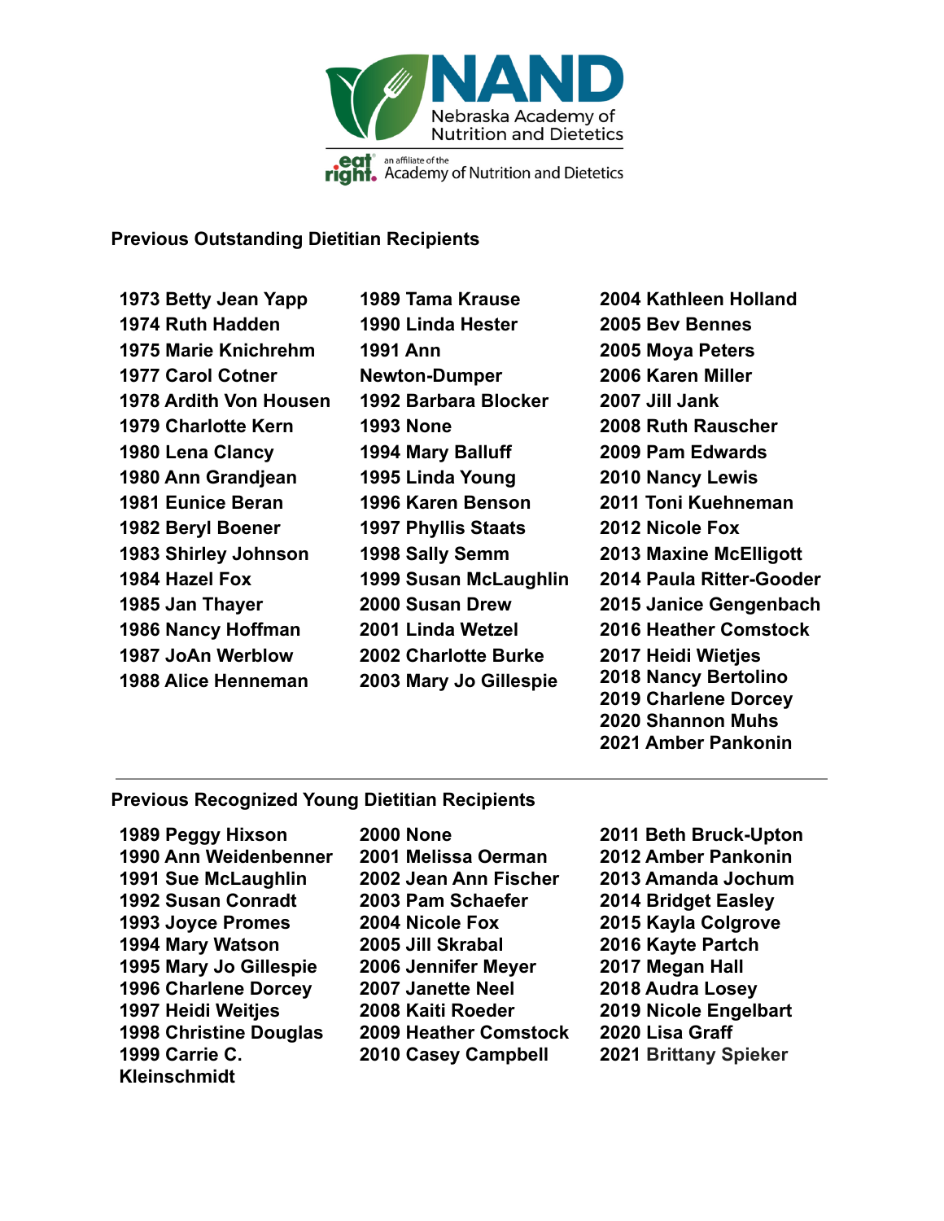NAND Nebraska Academy of Nutrition and Dietetics

eat right. an affiliate of the Academy of Nutrition and Dietetics

## Previous Outstanding Dietitian Recipients

- 1973 Betty Jean Yapp
- 1974 Ruth Hadden
- 1975 Marie Knichrehm
- 1977 Carol Cotner
- 1978 Ardith Von Housen
- 1979 Charlotte Kern
- 1980 Lena Clancy
- 1980 Ann Grandjean
- 1981 Eunice Beran
- 1982 Beryl Boener
- 1983 Shirley Johnson
- 1984 Hazel Fox
- 1985 Jan Thayer
- 1986 Nancy Hoffman
- 1987 JoAn Werblow
- 1988 Alice Henneman
- 1989 Tama Krause
- 1990 Linda Hester
- 1991 Ann Newton-Dumper
- 1992 Barbara Blocker
- 1993 None
- 1994 Mary Balluff
- 1995 Linda Young
- 1996 Karen Benson
- 1997 Phyllis Staats
- 1998 Sally Semm
- 1999 Susan McLaughlin
- 2000 Susan Drew
- 2001 Linda Wetzel
- 2002 Charlotte Burke
- 2003 Mary Jo Gillespie
- 2004 Kathleen Holland
- 2005 Bev Bennes
- 2005 Moya Peters
- 2006 Karen Miller
- 2007 Jill Jank
- 2008 Ruth Rauscher
- 2009 Pam Edwards
- 2010 Nancy Lewis
- 2011 Toni Kuehneman
- 2012 Nicole Fox
- 2013 Maxine McElligott
- 2014 Paula Ritter-Gooder
- 2015 Janice Gengenbach
- 2016 Heather Comstock
- 2017 Heidi Wietjes
- 2018 Nancy Bertolino
- 2019 Charlene Dorcey
- 2020 Shannon Muhs
- 2021 Amber Pankonin

---

## Previous Recognized Young Dietitian Recipients

- 1989 Peggy Hixson
- 1990 Ann Weidenbenner
- 1991 Sue McLaughlin
- 1992 Susan Conradt
- 1993 Joyce Promes
- 1994 Mary Watson
- 1995 Mary Jo Gillespie
- 1996 Charlene Dorcey
- 1997 Heidi Weitjes
- 1998 Christine Douglas
- 1999 Carrie C. Kleinschmidt
- 2000 None
- 2001 Melissa Oerman
- 2002 Jean Ann Fischer
- 2003 Pam Schaefer
- 2004 Nicole Fox
- 2005 Jill Skrabal
- 2006 Jennifer Meyer
- 2007 Janette Neel
- 2008 Kaiti Roeder
- 2009 Heather Comstock
- 2010 Casey Campbell
- 2011 Beth Bruck-Upton
- 2012 Amber Pankonin
- 2013 Amanda Jochum
- 2014 Bridget Easley
- 2015 Kayla Colgrove
- 2016 Kayte Partch
- 2017 Megan Hall
- 2018 Audra Losey
- 2019 Nicole Engelbart
- 2020 Lisa Graff
- 2021 Brittany Spieker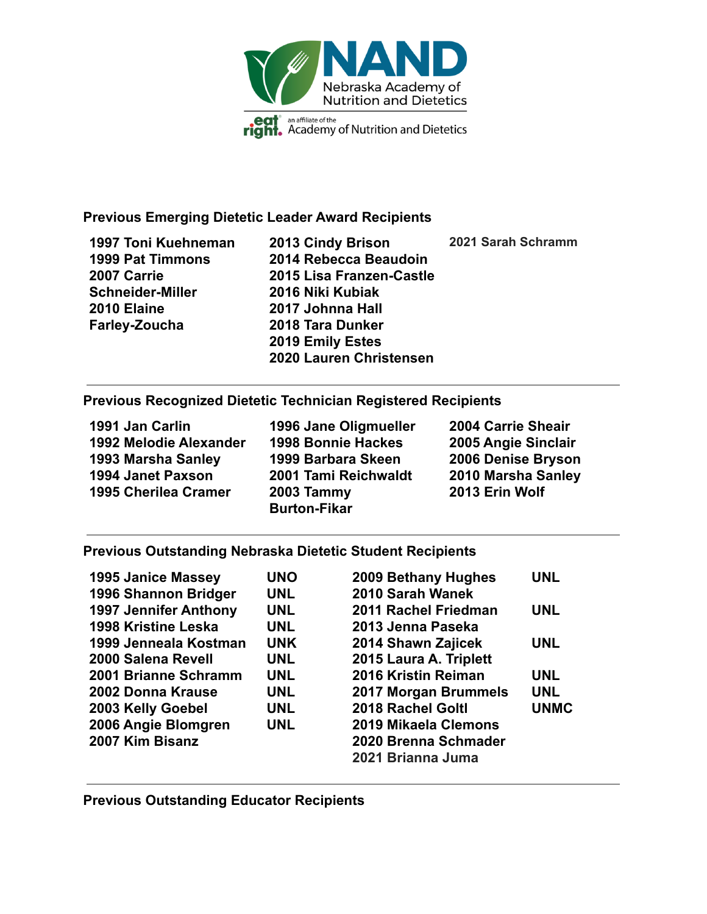NAND

Nebraska Academy of Nutrition and Dietetics

eat right. an affiliate of the Academy of Nutrition and Dietetics

## Previous Emerging Dietetic Leader Award Recipients

1997 Toni Kuehneman
1999 Pat Timmons
2007 Carrie Schneider-Miller
2010 Elaine Farley-Zoucha
2013 Cindy Brison
2014 Rebecca Beaudoin
2015 Lisa Franzen-Castle
2016 Niki Kubiak
2017 Johnna Hall
2018 Tara Dunker
2019 Emily Estes
2020 Lauren Christensen
2021 Sarah Schramm

---

## Previous Recognized Dietetic Technician Registered Recipients

1991 Jan Carlin
1992 Melodie Alexander
1993 Marsha Sanley
1994 Janet Paxson
1995 Cherilea Cramer
1996 Jane Oligmueller
1998 Bonnie Hackes
1999 Barbara Skeen
2001 Tami Reichwaldt
2003 Tammy Burton-Fikar
2004 Carrie Sheair
2005 Angie Sinclair
2006 Denise Bryson
2010 Marsha Sanley
2013 Erin Wolf

---

## Previous Outstanding Nebraska Dietetic Student Recipients

| Recipient | School |
|---|---|
| 1995 Janice Massey | UNO |
| 1996 Shannon Bridger | UNL |
| 1997 Jennifer Anthony | UNL |
| 1998 Kristine Leska | UNL |
| 1999 Jenneala Kostman | UNK |
| 2000 Salena Revell | UNL |
| 2001 Brianne Schramm | UNL |
| 2002 Donna Krause | UNL |
| 2003 Kelly Goebel | UNL |
| 2006 Angie Blomgren | UNL |
| 2007 Kim Bisanz | |
| 2009 Bethany Hughes | UNL |
| 2010 Sarah Wanek | |
| 2011 Rachel Friedman | UNL |
| 2013 Jenna Paseka | |
| 2014 Shawn Zajicek | UNL |
| 2015 Laura A. Triplett | |
| 2016 Kristin Reiman | UNL |
| 2017 Morgan Brummels | UNL |
| 2018 Rachel Goltl | UNMC |
| 2019 Mikaela Clemons | |
| 2020 Brenna Schmader | |
| 2021 Brianna Juma | |

---

## Previous Outstanding Educator Recipients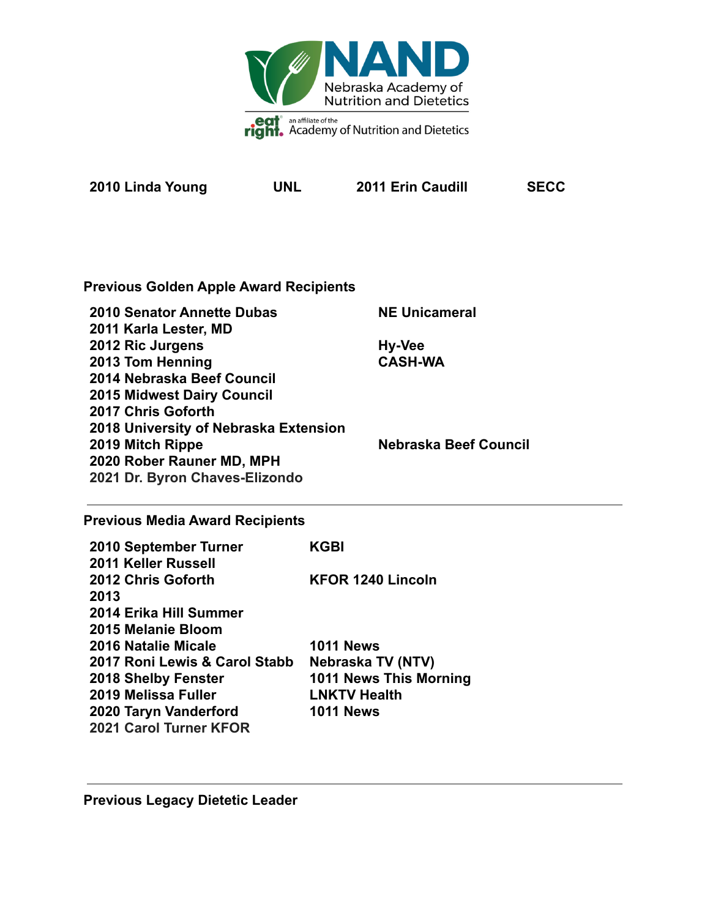| | | | |
|---|---|---|---|
| **2010 Linda Young** | **UNL** | **2011 Erin Caudill** | **SECC** |

## Previous Golden Apple Award Recipients

| | |
|---|---|
| **2010 Senator Annette Dubas** | **NE Unicameral** |
| **2011 Karla Lester, MD** | |
| **2012 Ric Jurgens** | **Hy-Vee** |
| **2013 Tom Henning** | **CASH-WA** |
| **2014 Nebraska Beef Council** | |
| **2015 Midwest Dairy Council** | |
| **2017 Chris Goforth** | |
| **2018 University of Nebraska Extension** | |
| **2019 Mitch Rippe** | **Nebraska Beef Council** |
| **2020 Rober Rauner MD, MPH** | |
| **2021 Dr. Byron Chaves-Elizondo** | |

---

## Previous Media Award Recipients

| | |
|---|---|
| **2010 September Turner** | **KGBI** |
| **2011 Keller Russell** | |
| **2012 Chris Goforth** | **KFOR 1240 Lincoln** |
| **2013** | |
| **2014 Erika Hill Summer** | |
| **2015 Melanie Bloom** | |
| **2016 Natalie Micale** | **1011 News** |
| **2017 Roni Lewis & Carol Stabb** | **Nebraska TV (NTV)** |
| **2018 Shelby Fenster** | **1011 News This Morning** |
| **2019 Melissa Fuller** | **LNKTV Health** |
| **2020 Taryn Vanderford** | **1011 News** |
| **2021 Carol Turner KFOR** | |

---

## Previous Legacy Dietetic Leader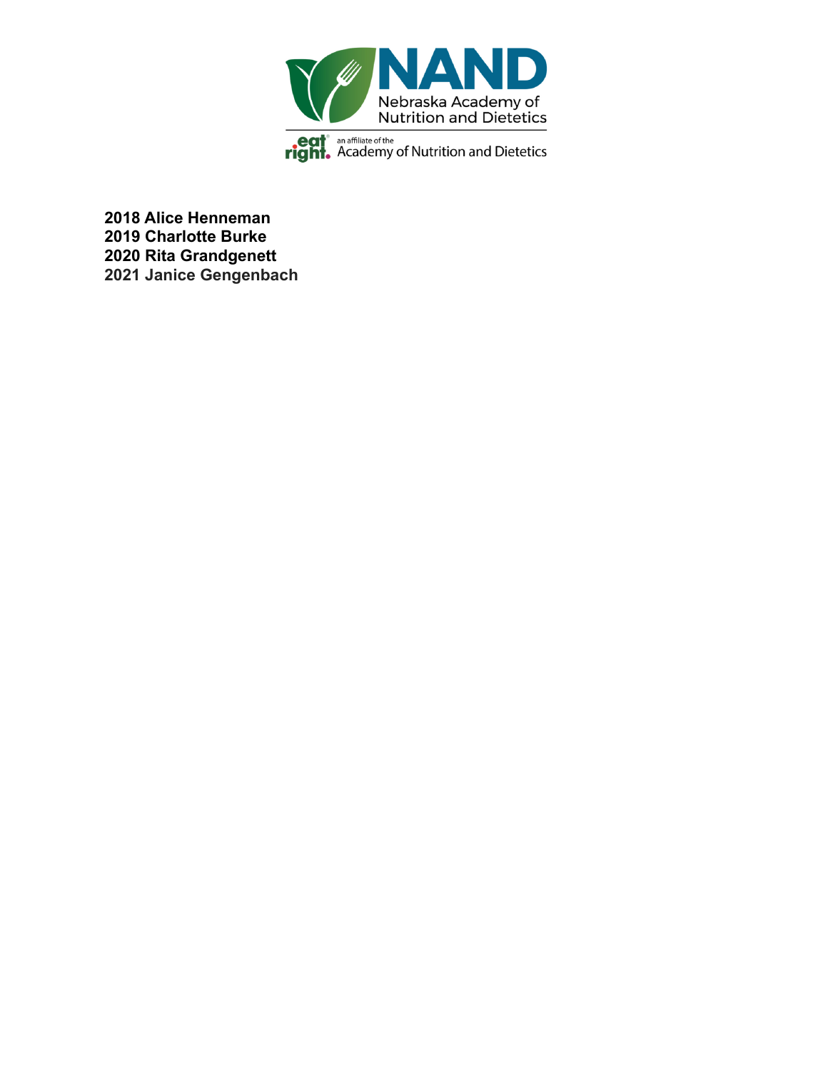**2018 Alice Henneman**
**2019 Charlotte Burke**
**2020 Rita Grandgenett**
**2021 Janice Gengenbach**